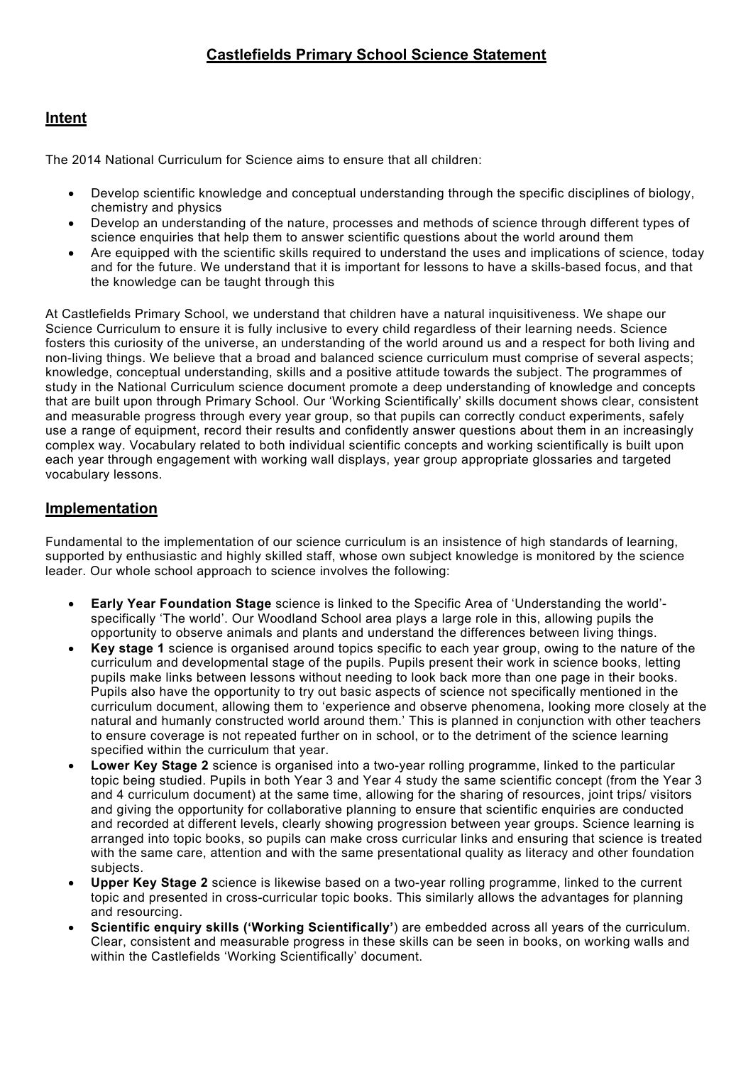# Castlefields Primary School Science Statement

## Intent

The 2014 National Curriculum for Science aims to ensure that all children:

- Develop scientific knowledge and conceptual understanding through the specific disciplines of biology, chemistry and physics
- Develop an understanding of the nature, processes and methods of science through different types of science enquiries that help them to answer scientific questions about the world around them
- Are equipped with the scientific skills required to understand the uses and implications of science, today and for the future. We understand that it is important for lessons to have a skills-based focus, and that the knowledge can be taught through this

At Castlefields Primary School, we understand that children have a natural inquisitiveness. We shape our Science Curriculum to ensure it is fully inclusive to every child regardless of their learning needs. Science fosters this curiosity of the universe, an understanding of the world around us and a respect for both living and non-living things. We believe that a broad and balanced science curriculum must comprise of several aspects; knowledge, conceptual understanding, skills and a positive attitude towards the subject. The programmes of study in the National Curriculum science document promote a deep understanding of knowledge and concepts that are built upon through Primary School. Our 'Working Scientifically' skills document shows clear, consistent and measurable progress through every year group, so that pupils can correctly conduct experiments, safely use a range of equipment, record their results and confidently answer questions about them in an increasingly complex way. Vocabulary related to both individual scientific concepts and working scientifically is built upon each year through engagement with working wall displays, year group appropriate glossaries and targeted vocabulary lessons.

## Implementation

Fundamental to the implementation of our science curriculum is an insistence of high standards of learning, supported by enthusiastic and highly skilled staff, whose own subject knowledge is monitored by the science leader. Our whole school approach to science involves the following:

- **Early Year Foundation Stage** science is linked to the Specific Area of 'Understanding the world'- specifically 'The world'. Our Woodland School area plays a large role in this, allowing pupils the opportunity to observe animals and plants and understand the differences between living things.
- **Key stage 1** science is organised around topics specific to each year group, owing to the nature of the curriculum and developmental stage of the pupils. Pupils present their work in science books, letting pupils make links between lessons without needing to look back more than one page in their books. Pupils also have the opportunity to try out basic aspects of science not specifically mentioned in the curriculum document, allowing them to 'experience and observe phenomena, looking more closely at the natural and humanly constructed world around them.' This is planned in conjunction with other teachers to ensure coverage is not repeated further on in school, or to the detriment of the science learning specified within the curriculum that year.
- **Lower Key Stage 2** science is organised into a two-year rolling programme, linked to the particular topic being studied. Pupils in both Year 3 and Year 4 study the same scientific concept (from the Year 3 and 4 curriculum document) at the same time, allowing for the sharing of resources, joint trips/ visitors and giving the opportunity for collaborative planning to ensure that scientific enquiries are conducted and recorded at different levels, clearly showing progression between year groups. Science learning is arranged into topic books, so pupils can make cross curricular links and ensuring that science is treated with the same care, attention and with the same presentational quality as literacy and other foundation subjects.
- **Upper Key Stage 2** science is likewise based on a two-year rolling programme, linked to the current topic and presented in cross-curricular topic books. This similarly allows the advantages for planning and resourcing.
- **Scientific enquiry skills ('Working Scientifically'**) are embedded across all years of the curriculum. Clear, consistent and measurable progress in these skills can be seen in books, on working walls and within the Castlefields 'Working Scientifically' document.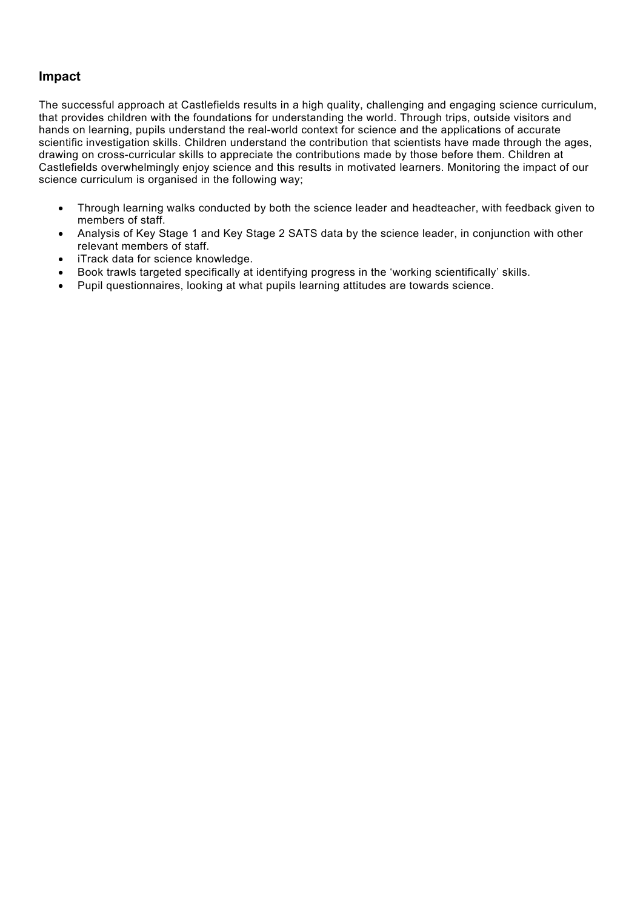## Impact

The successful approach at Castlefields results in a high quality, challenging and engaging science curriculum, that provides children with the foundations for understanding the world. Through trips, outside visitors and hands on learning, pupils understand the real-world context for science and the applications of accurate scientific investigation skills. Children understand the contribution that scientists have made through the ages, drawing on cross-curricular skills to appreciate the contributions made by those before them. Children at Castlefields overwhelmingly enjoy science and this results in motivated learners. Monitoring the impact of our science curriculum is organised in the following way;

- Through learning walks conducted by both the science leader and headteacher, with feedback given to members of staff.
- Analysis of Key Stage 1 and Key Stage 2 SATS data by the science leader, in conjunction with other relevant members of staff.
- iTrack data for science knowledge.
- Book trawls targeted specifically at identifying progress in the 'working scientifically' skills.
- Pupil questionnaires, looking at what pupils learning attitudes are towards science.